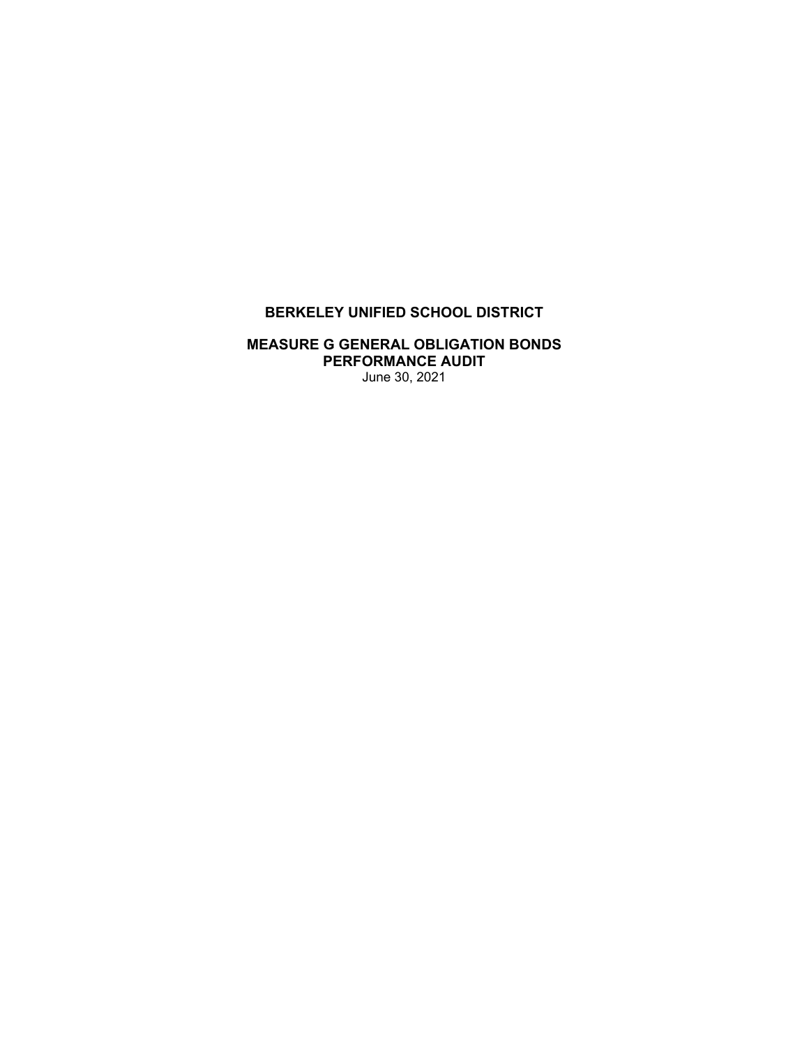# BERKELEY UNIFIED SCHOOL DISTRICT

## MEASURE G GENERAL OBLIGATION BONDS
## PERFORMANCE AUDIT

June 30, 2021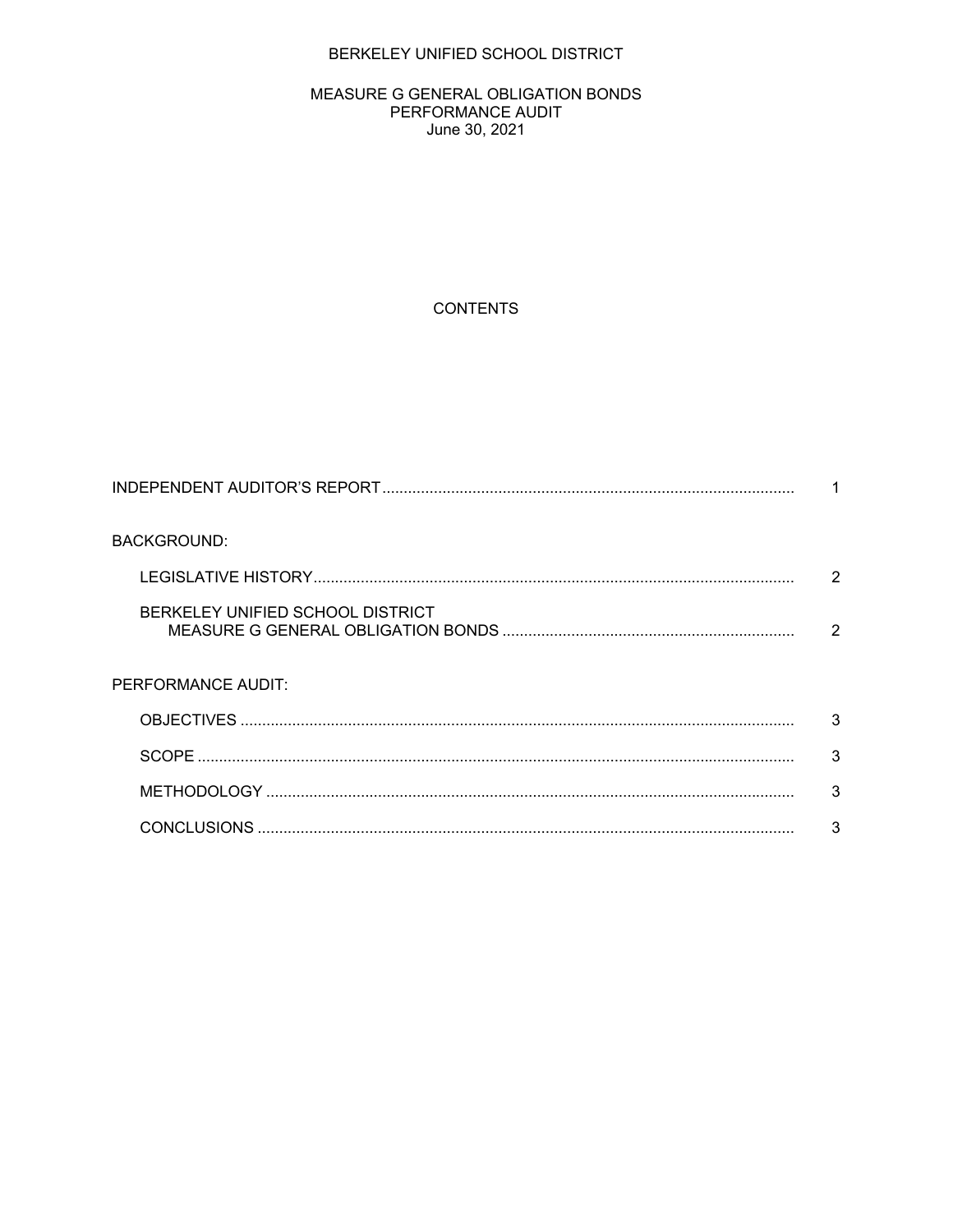BERKELEY UNIFIED SCHOOL DISTRICT

MEASURE G GENERAL OBLIGATION BONDS
PERFORMANCE AUDIT
June 30, 2021

CONTENTS

| | |
|---|---|
| INDEPENDENT AUDITOR'S REPORT | 1 |
| BACKGROUND: | |
| LEGISLATIVE HISTORY | 2 |
| BERKELEY UNIFIED SCHOOL DISTRICT MEASURE G GENERAL OBLIGATION BONDS | 2 |
| PERFORMANCE AUDIT: | |
| OBJECTIVES | 3 |
| SCOPE | 3 |
| METHODOLOGY | 3 |
| CONCLUSIONS | 3 |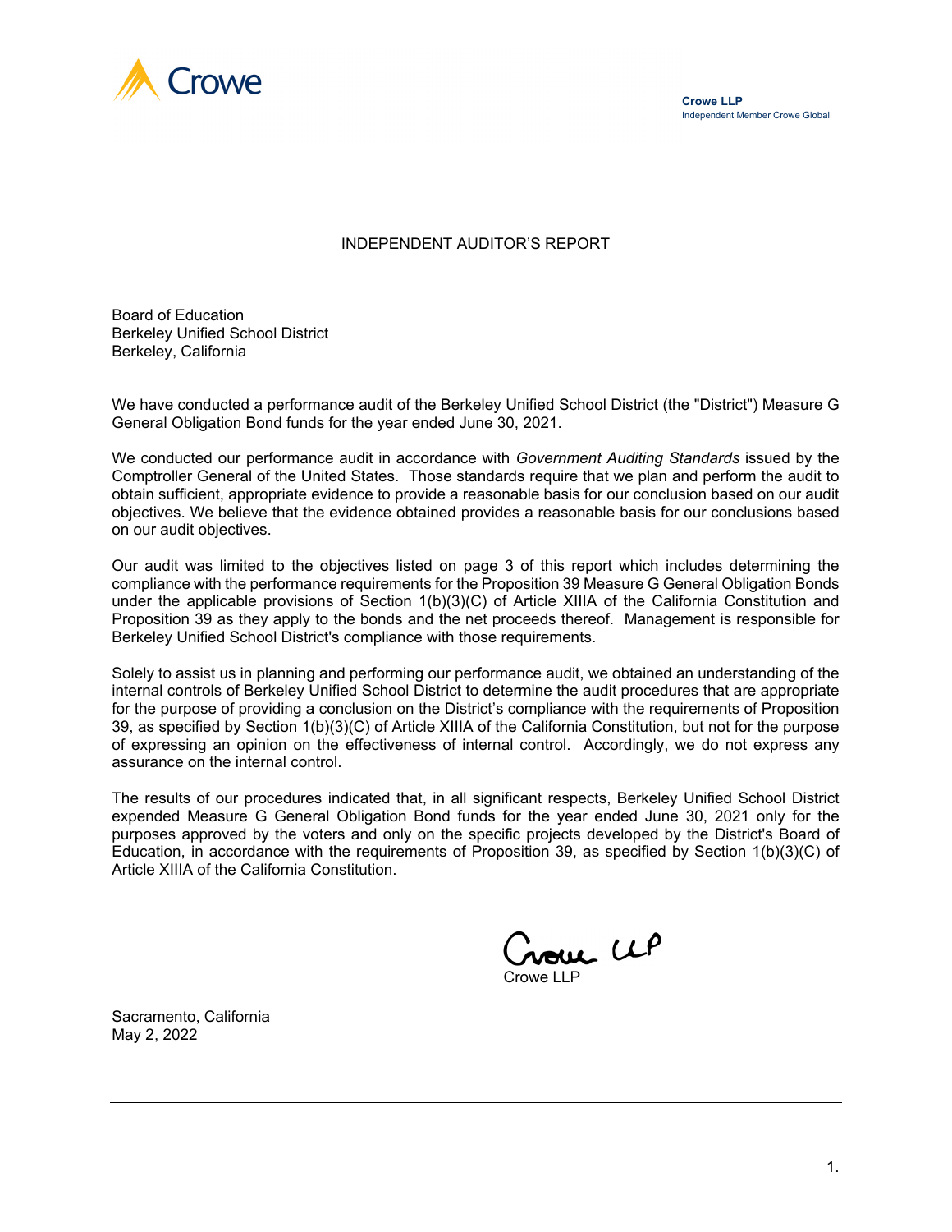Crowe LLP
Independent Member Crowe Global

# INDEPENDENT AUDITOR'S REPORT

Board of Education
Berkeley Unified School District
Berkeley, California

We have conducted a performance audit of the Berkeley Unified School District (the "District") Measure G General Obligation Bond funds for the year ended June 30, 2021.

We conducted our performance audit in accordance with *Government Auditing Standards* issued by the Comptroller General of the United States. Those standards require that we plan and perform the audit to obtain sufficient, appropriate evidence to provide a reasonable basis for our conclusion based on our audit objectives. We believe that the evidence obtained provides a reasonable basis for our conclusions based on our audit objectives.

Our audit was limited to the objectives listed on page 3 of this report which includes determining the compliance with the performance requirements for the Proposition 39 Measure G General Obligation Bonds under the applicable provisions of Section 1(b)(3)(C) of Article XIIIA of the California Constitution and Proposition 39 as they apply to the bonds and the net proceeds thereof. Management is responsible for Berkeley Unified School District's compliance with those requirements.

Solely to assist us in planning and performing our performance audit, we obtained an understanding of the internal controls of Berkeley Unified School District to determine the audit procedures that are appropriate for the purpose of providing a conclusion on the District's compliance with the requirements of Proposition 39, as specified by Section 1(b)(3)(C) of Article XIIIA of the California Constitution, but not for the purpose of expressing an opinion on the effectiveness of internal control. Accordingly, we do not express any assurance on the internal control.

The results of our procedures indicated that, in all significant respects, Berkeley Unified School District expended Measure G General Obligation Bond funds for the year ended June 30, 2021 only for the purposes approved by the voters and only on the specific projects developed by the District's Board of Education, in accordance with the requirements of Proposition 39, as specified by Section 1(b)(3)(C) of Article XIIIA of the California Constitution.

Crowe LLP

Sacramento, California
May 2, 2022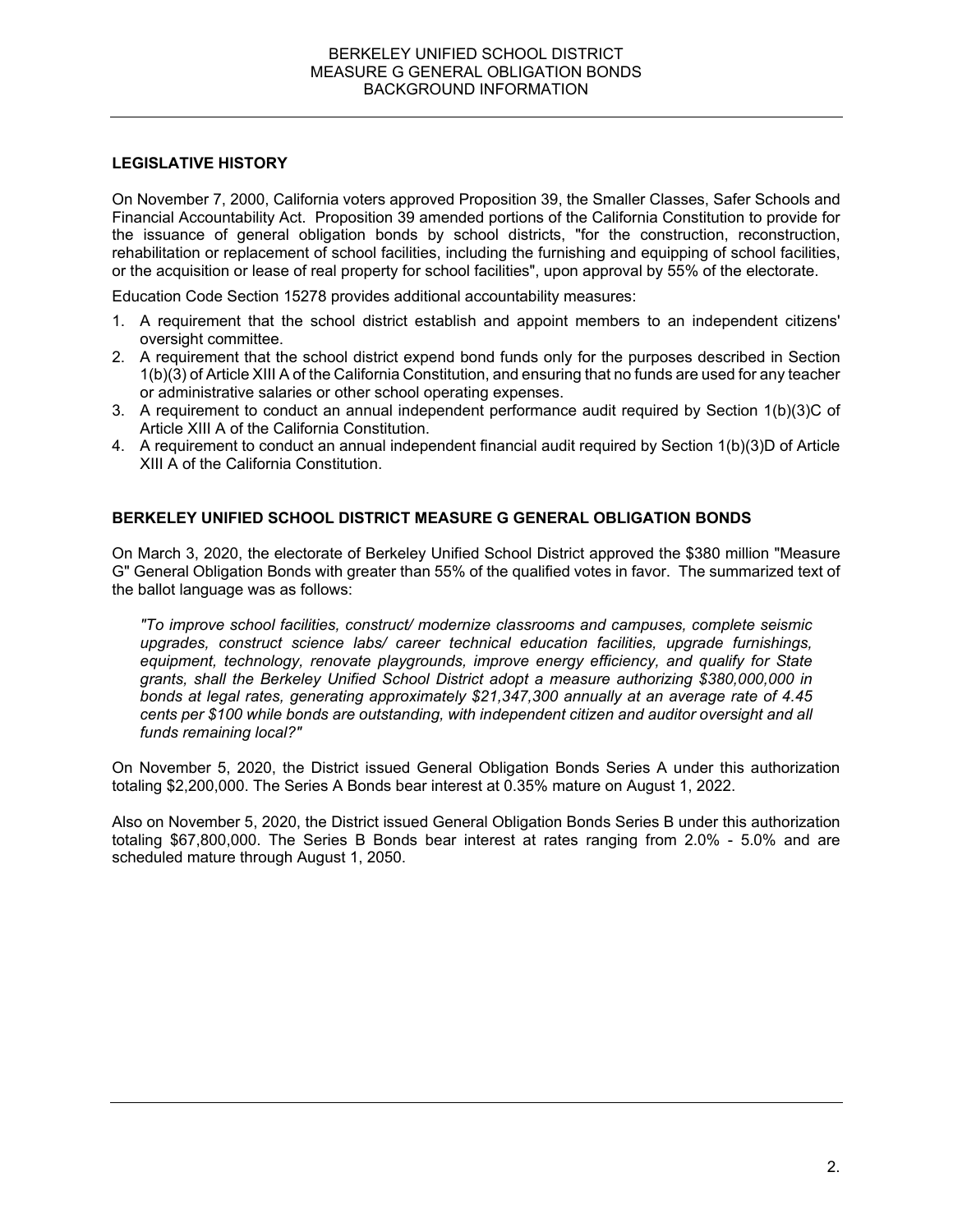## LEGISLATIVE HISTORY

On November 7, 2000, California voters approved Proposition 39, the Smaller Classes, Safer Schools and Financial Accountability Act. Proposition 39 amended portions of the California Constitution to provide for the issuance of general obligation bonds by school districts, "for the construction, reconstruction, rehabilitation or replacement of school facilities, including the furnishing and equipping of school facilities, or the acquisition or lease of real property for school facilities", upon approval by 55% of the electorate.

Education Code Section 15278 provides additional accountability measures:

1. A requirement that the school district establish and appoint members to an independent citizens' oversight committee.
2. A requirement that the school district expend bond funds only for the purposes described in Section 1(b)(3) of Article XIII A of the California Constitution, and ensuring that no funds are used for any teacher or administrative salaries or other school operating expenses.
3. A requirement to conduct an annual independent performance audit required by Section 1(b)(3)C of Article XIII A of the California Constitution.
4. A requirement to conduct an annual independent financial audit required by Section 1(b)(3)D of Article XIII A of the California Constitution.

## BERKELEY UNIFIED SCHOOL DISTRICT MEASURE G GENERAL OBLIGATION BONDS

On March 3, 2020, the electorate of Berkeley Unified School District approved the $380 million "Measure G" General Obligation Bonds with greater than 55% of the qualified votes in favor. The summarized text of the ballot language was as follows:

*"To improve school facilities, construct/ modernize classrooms and campuses, complete seismic upgrades, construct science labs/ career technical education facilities, upgrade furnishings, equipment, technology, renovate playgrounds, improve energy efficiency, and qualify for State grants, shall the Berkeley Unified School District adopt a measure authorizing $380,000,000 in bonds at legal rates, generating approximately $21,347,300 annually at an average rate of 4.45 cents per $100 while bonds are outstanding, with independent citizen and auditor oversight and all funds remaining local?"*

On November 5, 2020, the District issued General Obligation Bonds Series A under this authorization totaling $2,200,000. The Series A Bonds bear interest at 0.35% mature on August 1, 2022.

Also on November 5, 2020, the District issued General Obligation Bonds Series B under this authorization totaling $67,800,000. The Series B Bonds bear interest at rates ranging from 2.0% - 5.0% and are scheduled mature through August 1, 2050.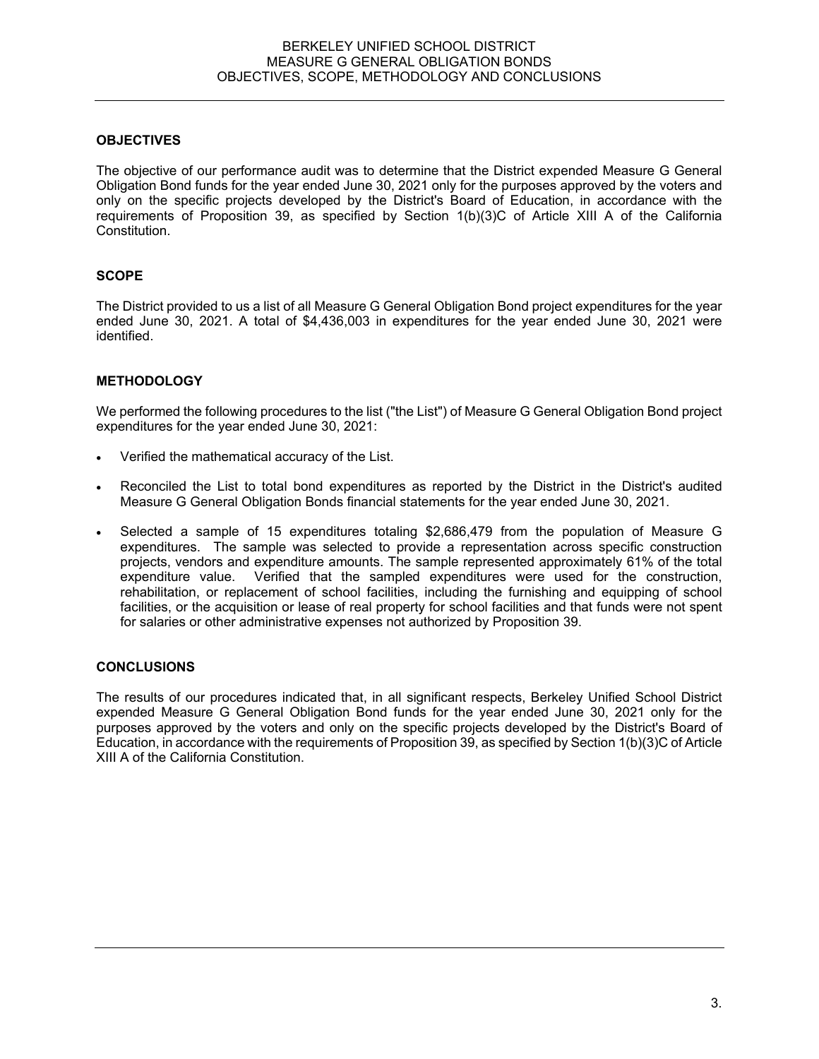BERKELEY UNIFIED SCHOOL DISTRICT
MEASURE G GENERAL OBLIGATION BONDS
OBJECTIVES, SCOPE, METHODOLOGY AND CONCLUSIONS

## OBJECTIVES

The objective of our performance audit was to determine that the District expended Measure G General Obligation Bond funds for the year ended June 30, 2021 only for the purposes approved by the voters and only on the specific projects developed by the District's Board of Education, in accordance with the requirements of Proposition 39, as specified by Section 1(b)(3)C of Article XIII A of the California Constitution.

## SCOPE

The District provided to us a list of all Measure G General Obligation Bond project expenditures for the year ended June 30, 2021. A total of $4,436,003 in expenditures for the year ended June 30, 2021 were identified.

## METHODOLOGY

We performed the following procedures to the list ("the List") of Measure G General Obligation Bond project expenditures for the year ended June 30, 2021:

- Verified the mathematical accuracy of the List.
- Reconciled the List to total bond expenditures as reported by the District in the District's audited Measure G General Obligation Bonds financial statements for the year ended June 30, 2021.
- Selected a sample of 15 expenditures totaling $2,686,479 from the population of Measure G expenditures. The sample was selected to provide a representation across specific construction projects, vendors and expenditure amounts. The sample represented approximately 61% of the total expenditure value. Verified that the sampled expenditures were used for the construction, rehabilitation, or replacement of school facilities, including the furnishing and equipping of school facilities, or the acquisition or lease of real property for school facilities and that funds were not spent for salaries or other administrative expenses not authorized by Proposition 39.

## CONCLUSIONS

The results of our procedures indicated that, in all significant respects, Berkeley Unified School District expended Measure G General Obligation Bond funds for the year ended June 30, 2021 only for the purposes approved by the voters and only on the specific projects developed by the District's Board of Education, in accordance with the requirements of Proposition 39, as specified by Section 1(b)(3)C of Article XIII A of the California Constitution.